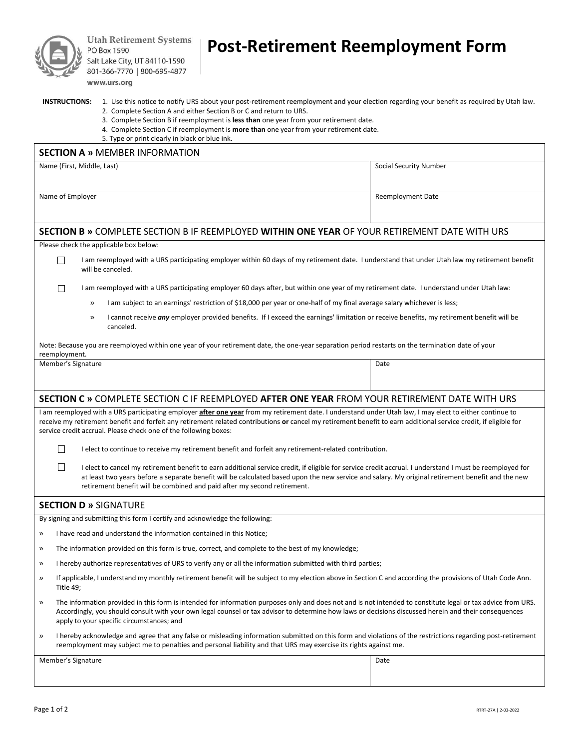Utah Retirement Systems
PO Box 1590
Salt Lake City, UT 84110-1590
801-366-7770 | 800-695-4877
www.urs.org

# Post-Retirement Reemployment Form

**INSTRUCTIONS:**
1. Use this notice to notify URS about your post-retirement reemployment and your election regarding your benefit as required by Utah law.
2. Complete Section A and either Section B or C and return to URS.
3. Complete Section B if reemployment is **less than** one year from your retirement date.
4. Complete Section C if reemployment is **more than** one year from your retirement date.
5. Type or print clearly in black or blue ink.

## SECTION A » MEMBER INFORMATION

| Name (First, Middle, Last) | Social Security Number |
|---|---|
| | |
| **Name of Employer** | **Reemployment Date** |
| | |

## SECTION B » COMPLETE SECTION B IF REEMPLOYED **WITHIN ONE YEAR** OF YOUR RETIREMENT DATE WITH URS

Please check the applicable box below:

☐ I am reemployed with a URS participating employer within 60 days of my retirement date. I understand that under Utah law my retirement benefit will be canceled.

☐ I am reemployed with a URS participating employer 60 days after, but within one year of my retirement date. I understand under Utah law:

- » I am subject to an earnings' restriction of $18,000 per year or one-half of my final average salary whichever is less;
- » I cannot receive ***any*** employer provided benefits. If I exceed the earnings' limitation or receive benefits, my retirement benefit will be canceled.

Note: Because you are reemployed within one year of your retirement date, the one-year separation period restarts on the termination date of your reemployment.

| Member's Signature | Date |
|---|---|
| | |

## SECTION C » COMPLETE SECTION C IF REEMPLOYED **AFTER ONE YEAR** FROM YOUR RETIREMENT DATE WITH URS

I am reemployed with a URS participating employer **after one year** from my retirement date. I understand under Utah law, I may elect to either continue to receive my retirement benefit and forfeit any retirement related contributions **or** cancel my retirement benefit to earn additional service credit, if eligible for service credit accrual. Please check one of the following boxes:

☐ I elect to continue to receive my retirement benefit and forfeit any retirement-related contribution.

☐ I elect to cancel my retirement benefit to earn additional service credit, if eligible for service credit accrual. I understand I must be reemployed for at least two years before a separate benefit will be calculated based upon the new service and salary. My original retirement benefit and the new retirement benefit will be combined and paid after my second retirement.

## SECTION D » SIGNATURE

By signing and submitting this form I certify and acknowledge the following:

- » I have read and understand the information contained in this Notice;
- » The information provided on this form is true, correct, and complete to the best of my knowledge;
- » I hereby authorize representatives of URS to verify any or all the information submitted with third parties;
- » If applicable, I understand my monthly retirement benefit will be subject to my election above in Section C and according the provisions of Utah Code Ann. Title 49;
- » The information provided in this form is intended for information purposes only and does not and is not intended to constitute legal or tax advice from URS. Accordingly, you should consult with your own legal counsel or tax advisor to determine how laws or decisions discussed herein and their consequences apply to your specific circumstances; and
- » I hereby acknowledge and agree that any false or misleading information submitted on this form and violations of the restrictions regarding post-retirement reemployment may subject me to penalties and personal liability and that URS may exercise its rights against me.

| Member's Signature | Date |
|---|---|
| | |

RTRT-27A | 2-03-2022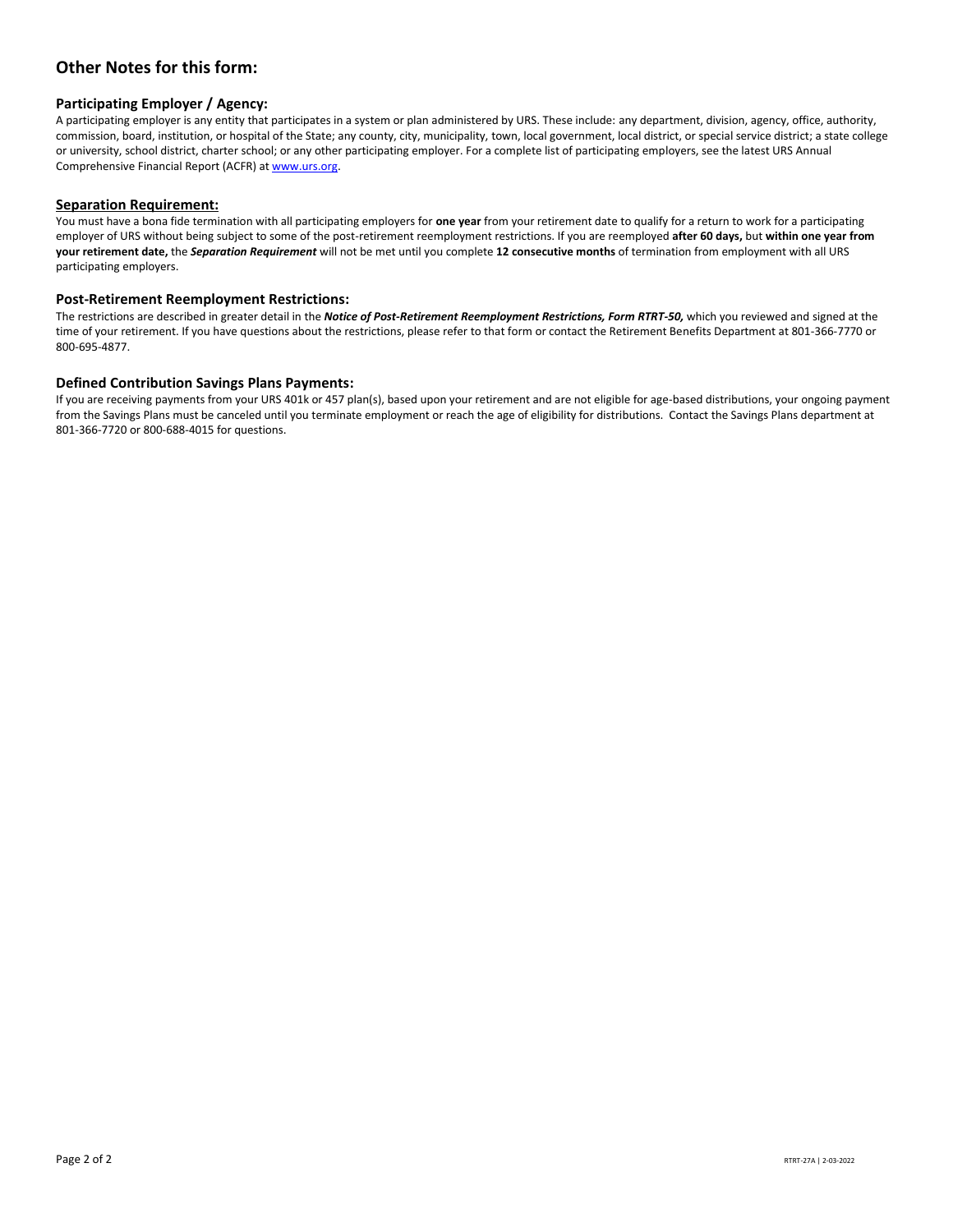## Other Notes for this form:

### Participating Employer / Agency:

A participating employer is any entity that participates in a system or plan administered by URS. These include: any department, division, agency, office, authority, commission, board, institution, or hospital of the State; any county, city, municipality, town, local government, local district, or special service district; a state college or university, school district, charter school; or any other participating employer. For a complete list of participating employers, see the latest URS Annual Comprehensive Financial Report (ACFR) at www.urs.org.

### Separation Requirement:

You must have a bona fide termination with all participating employers for **one year** from your retirement date to qualify for a return to work for a participating employer of URS without being subject to some of the post-retirement reemployment restrictions. If you are reemployed **after 60 days,** but **within one year from your retirement date,** the ***Separation Requirement*** will not be met until you complete **12 consecutive months** of termination from employment with all URS participating employers.

### Post-Retirement Reemployment Restrictions:

The restrictions are described in greater detail in the ***Notice of Post-Retirement Reemployment Restrictions, Form RTRT-50,*** which you reviewed and signed at the time of your retirement. If you have questions about the restrictions, please refer to that form or contact the Retirement Benefits Department at 801-366-7770 or 800-695-4877.

### Defined Contribution Savings Plans Payments:

If you are receiving payments from your URS 401k or 457 plan(s), based upon your retirement and are not eligible for age-based distributions, your ongoing payment from the Savings Plans must be canceled until you terminate employment or reach the age of eligibility for distributions. Contact the Savings Plans department at 801-366-7720 or 800-688-4015 for questions.

RTRT-27A | 2-03-2022